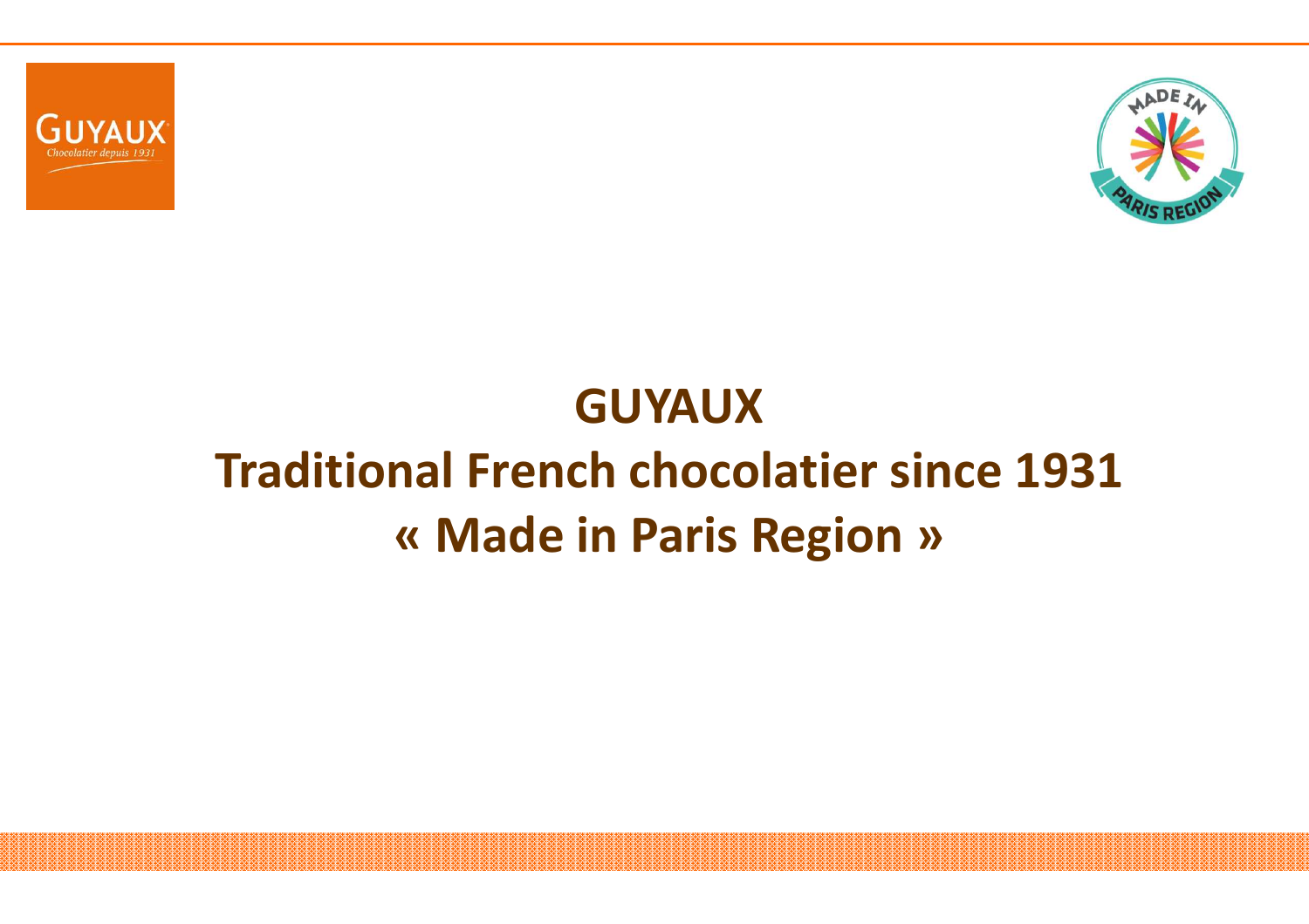# GUYAUX

## Traditional French chocolatier since 1931

## « Made in Paris Region »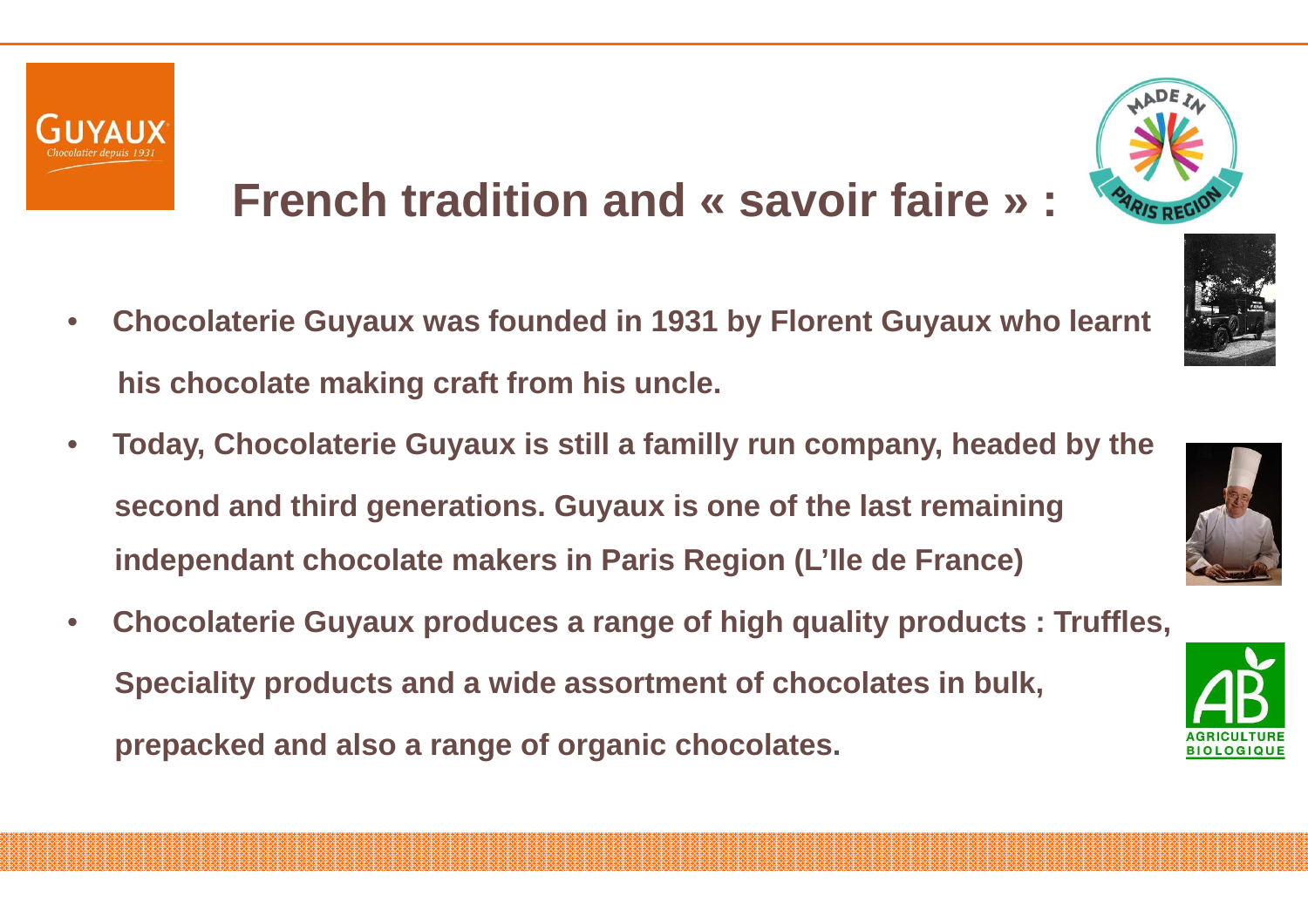# French tradition and « savoir faire » :

- Chocolaterie Guyaux was founded in 1931 by Florent Guyaux who learnt his chocolate making craft from his uncle.
- Today, Chocolaterie Guyaux is still a familly run company, headed by the second and third generations. Guyaux is one of the last remaining independant chocolate makers in Paris Region (L'Ile de France)
- Chocolaterie Guyaux produces a range of high quality products : Truffles, Speciality products and a wide assortment of chocolates in bulk, prepacked and also a range of organic chocolates.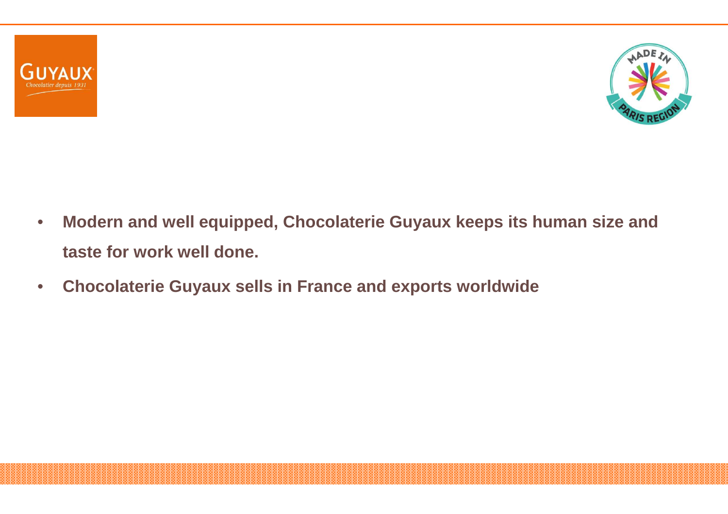- **Modern and well equipped, Chocolaterie Guyaux keeps its human size and taste for work well done.**
- **Chocolaterie Guyaux sells in France and exports worldwide**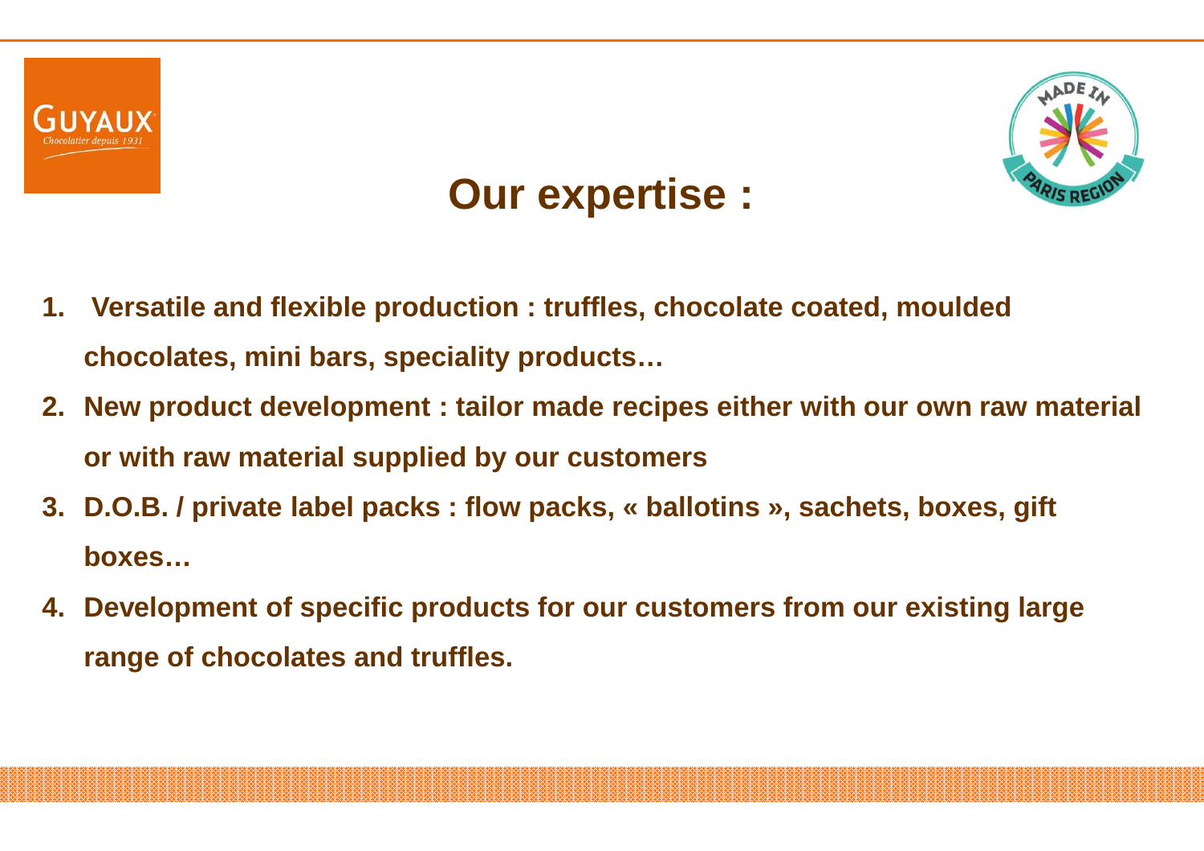# Our expertise :

1. Versatile and flexible production : truffles, chocolate coated, moulded chocolates, mini bars, speciality products…
2. New product development : tailor made recipes either with our own raw material or with raw material supplied by our customers
3. D.O.B. / private label packs : flow packs, « ballotins », sachets, boxes, gift boxes…
4. Development of specific products for our customers from our existing large range of chocolates and truffles.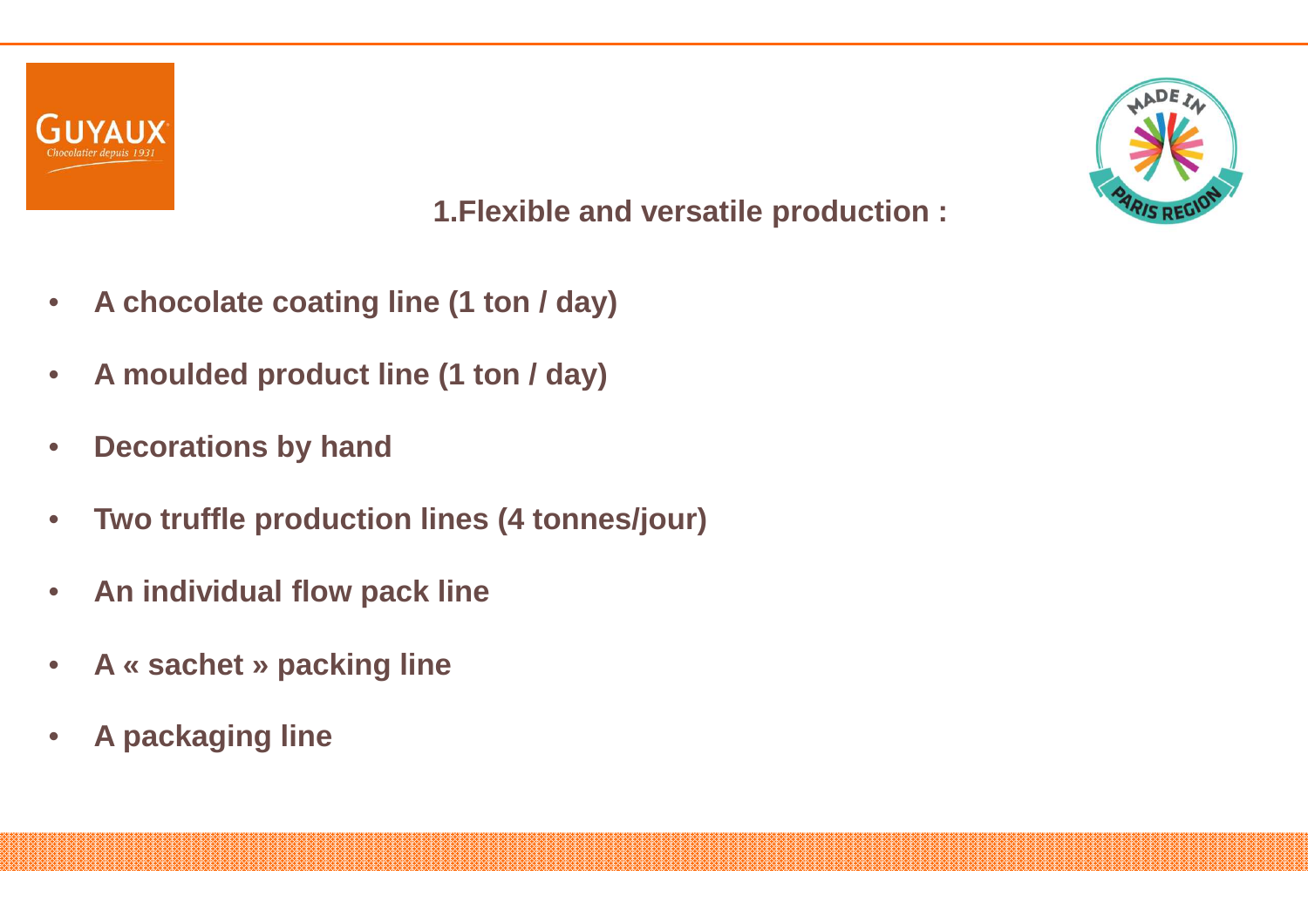## 1.Flexible and versatile production :

- **A chocolate coating line (1 ton / day)**
- **A moulded product line (1 ton / day)**
- **Decorations by hand**
- **Two truffle production lines (4 tonnes/jour)**
- **An individual flow pack line**
- **A « sachet » packing line**
- **A packaging line**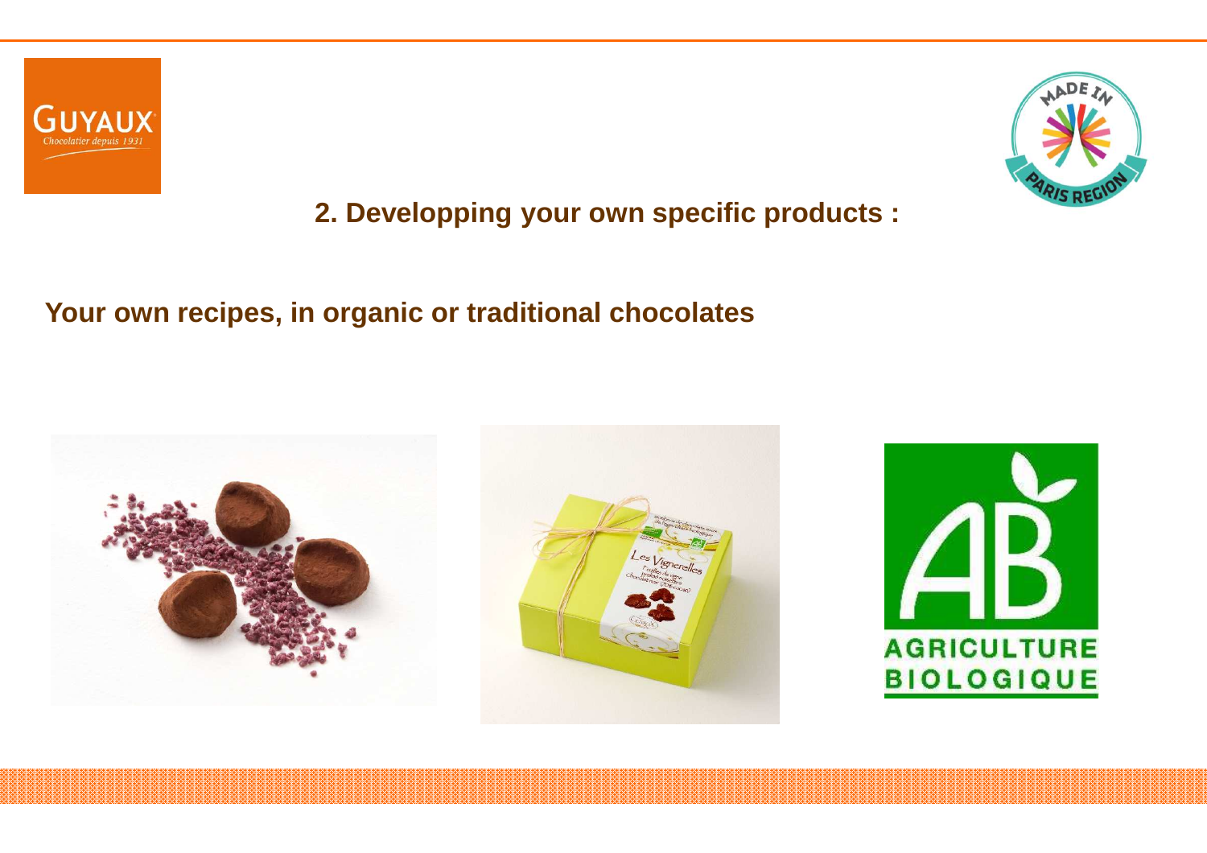## 2. Developping your own specific products :

**Your own recipes, in organic or traditional chocolates**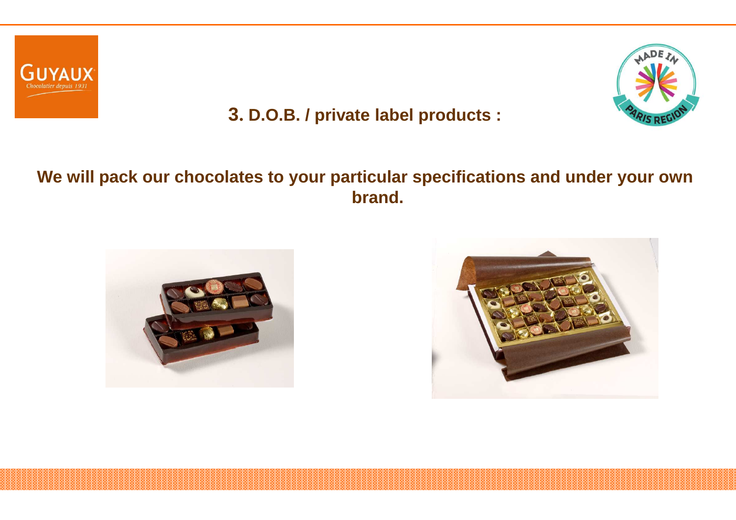## 3. D.O.B. / private label products :

**We will pack our chocolates to your particular specifications and under your own brand.**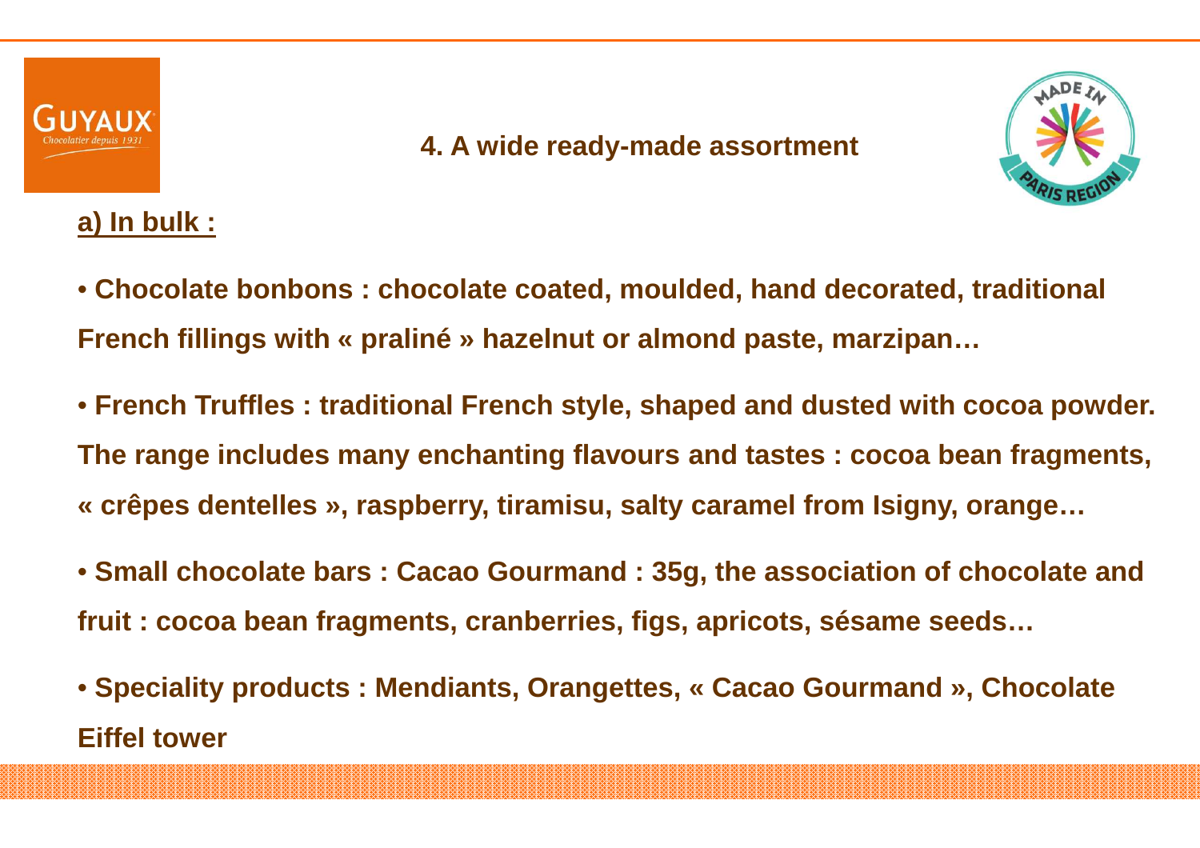## 4. A wide ready-made assortment

### a) In bulk :

- **Chocolate bonbons : chocolate coated, moulded, hand decorated, traditional French fillings with « praliné » hazelnut or almond paste, marzipan…**

- **French Truffles : traditional French style, shaped and dusted with cocoa powder. The range includes many enchanting flavours and tastes : cocoa bean fragments, « crêpes dentelles », raspberry, tiramisu, salty caramel from Isigny, orange…**

- **Small chocolate bars : Cacao Gourmand : 35g, the association of chocolate and fruit : cocoa bean fragments, cranberries, figs, apricots, sésame seeds…**

- **Speciality products : Mendiants, Orangettes, « Cacao Gourmand », Chocolate Eiffel tower**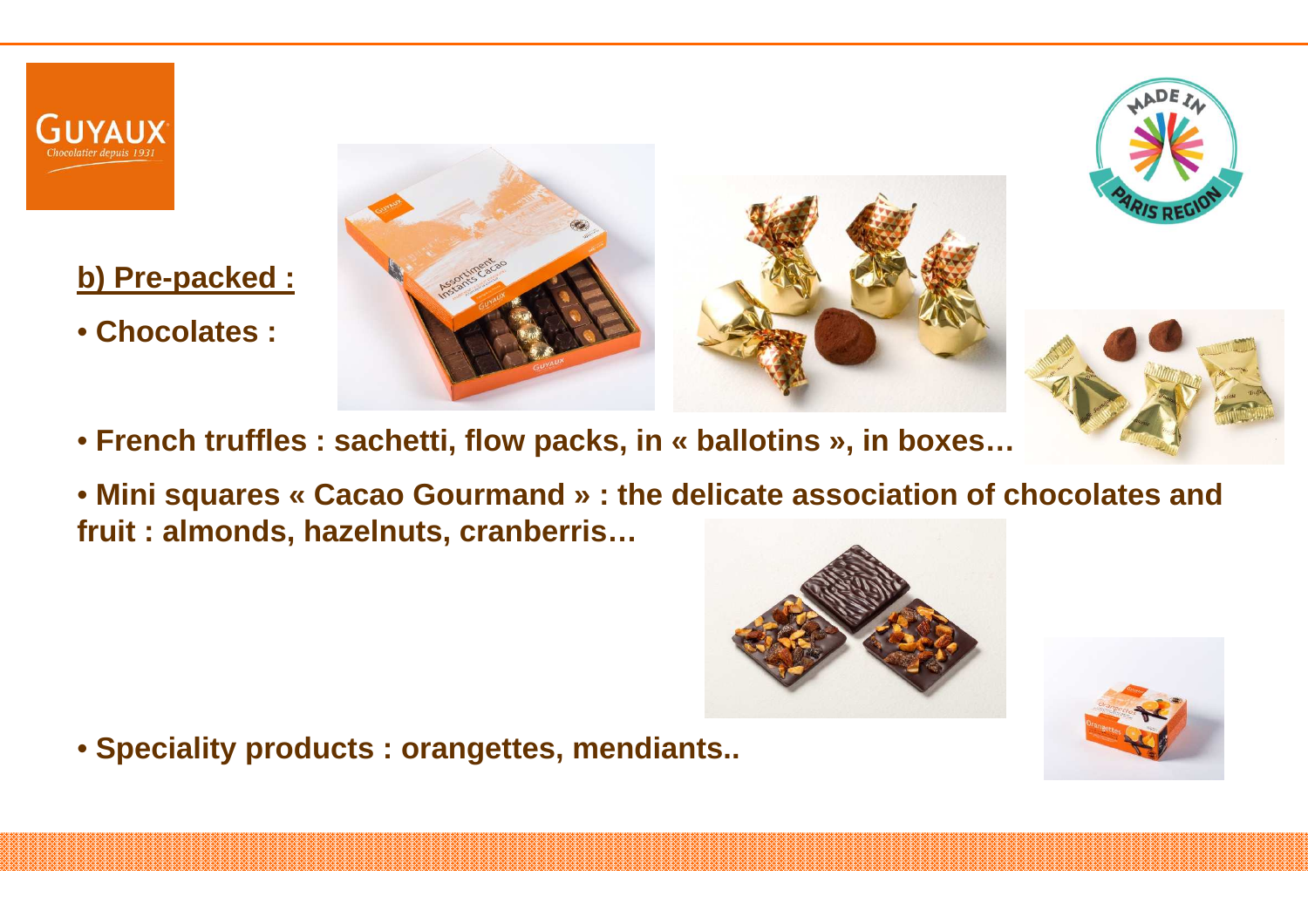## b) Pre-packed :

- **Chocolates :**
- **French truffles : sachetti, flow packs, in « ballotins », in boxes…**
- **Mini squares « Cacao Gourmand » : the delicate association of chocolates and fruit : almonds, hazelnuts, cranberris…**
- **Speciality products : orangettes, mendiants..**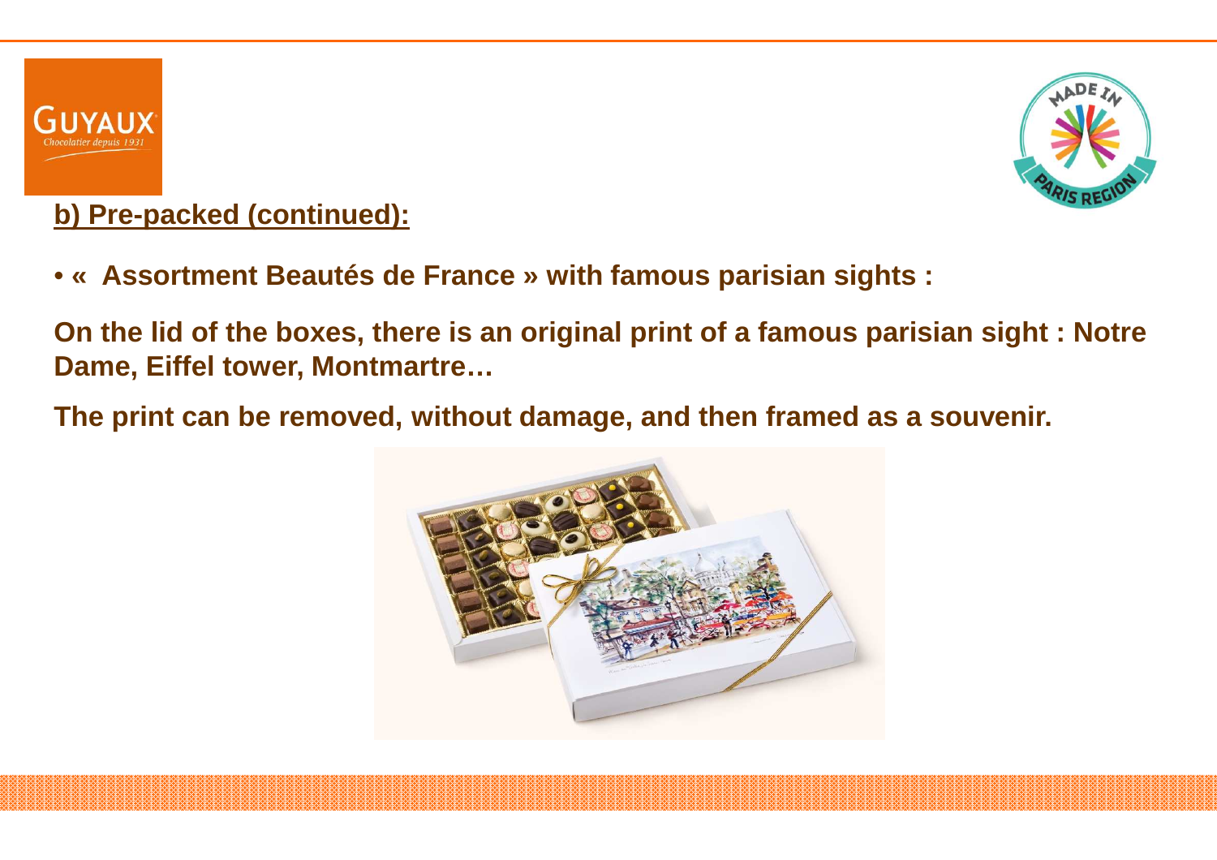**b) Pre-packed (continued):**

- **« Assortment Beautés de France » with famous parisian sights :**

**On the lid of the boxes, there is an original print of a famous parisian sight : Notre Dame, Eiffel tower, Montmartre…**

**The print can be removed, without damage, and then framed as a souvenir.**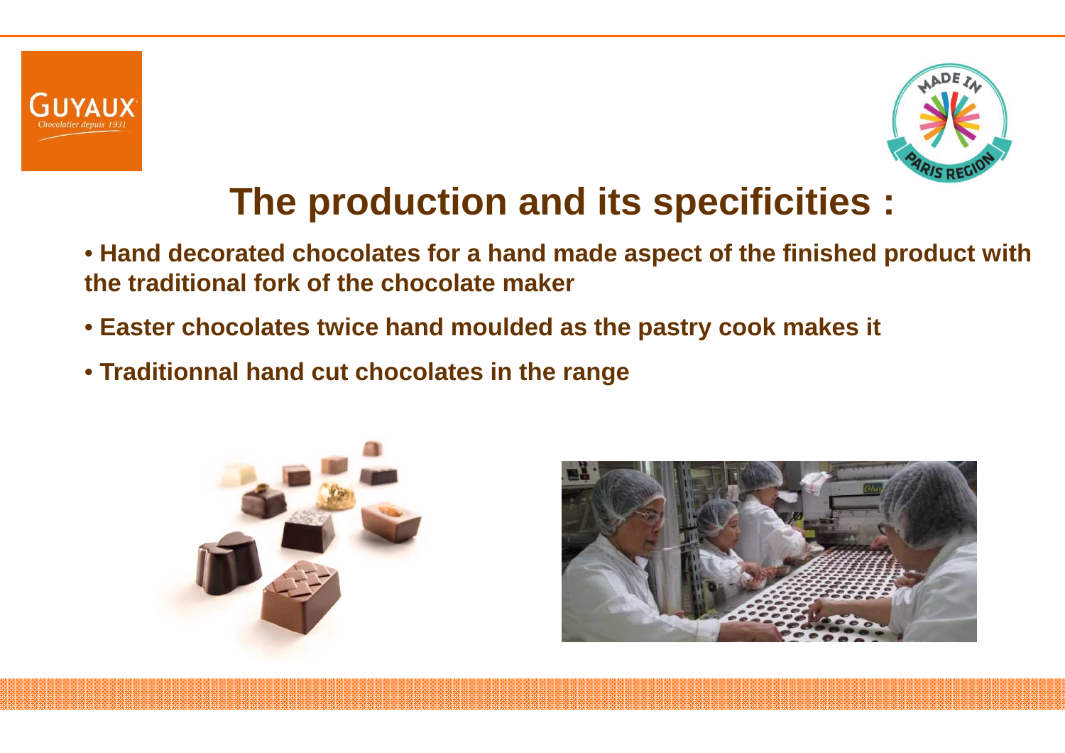# The production and its specificities :

- **Hand decorated chocolates for a hand made aspect of the finished product with the traditional fork of the chocolate maker**
- **Easter chocolates twice hand moulded as the pastry cook makes it**
- **Traditionnal hand cut chocolates in the range**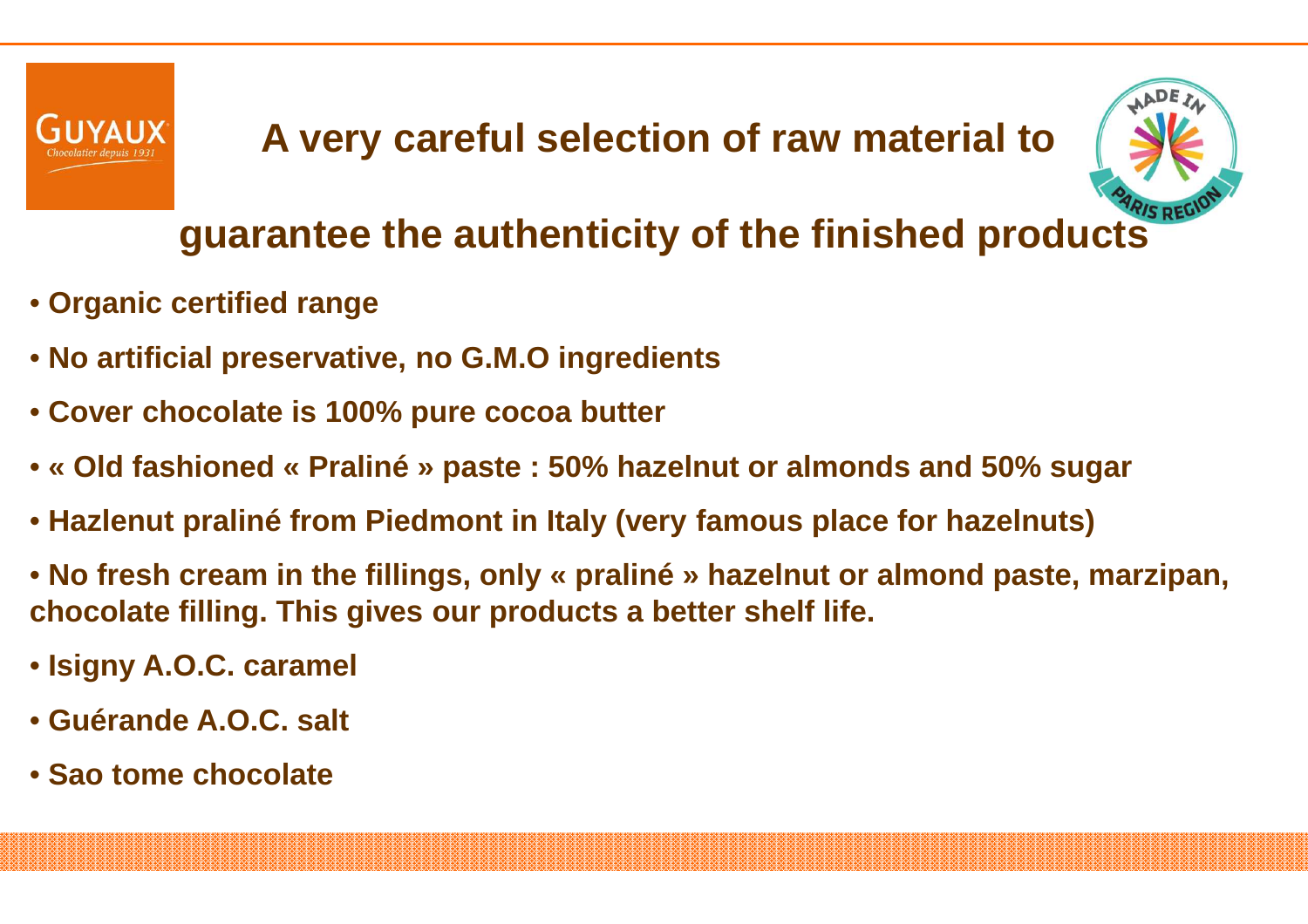# A very careful selection of raw material to guarantee the authenticity of the finished products

- **Organic certified range**
- **No artificial preservative, no G.M.O ingredients**
- **Cover chocolate is 100% pure cocoa butter**
- **« Old fashioned « Praliné » paste : 50% hazelnut or almonds and 50% sugar**
- **Hazlenut praliné from Piedmont in Italy (very famous place for hazelnuts)**
- **No fresh cream in the fillings, only « praliné » hazelnut or almond paste, marzipan, chocolate filling. This gives our products a better shelf life.**
- **Isigny A.O.C. caramel**
- **Guérande A.O.C. salt**
- **Sao tome chocolate**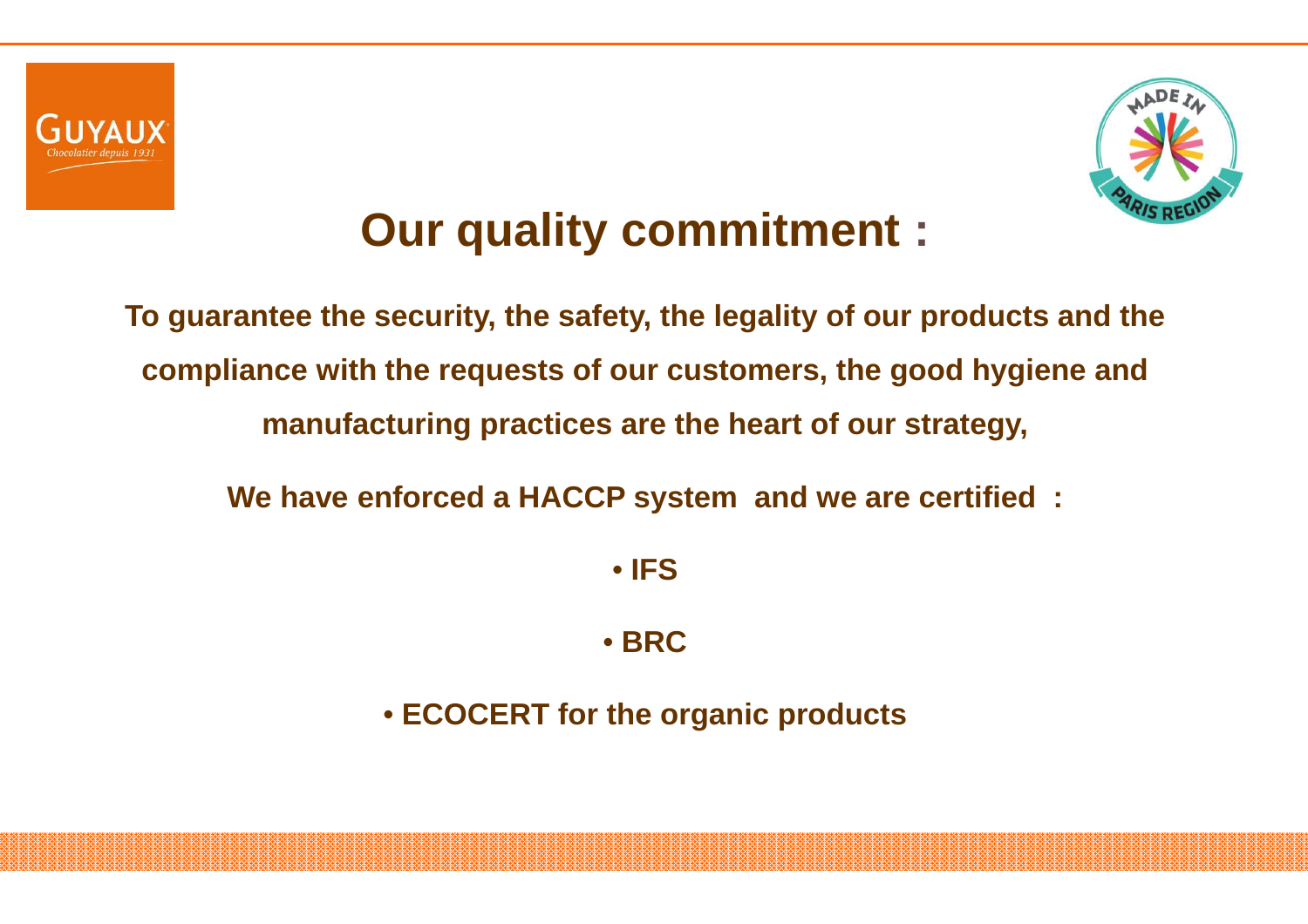# Our quality commitment :

**To guarantee the security, the safety, the legality of our products and the compliance with the requests of our customers, the good hygiene and manufacturing practices are the heart of our strategy,**

**We have enforced a HACCP system and we are certified :**

- **IFS**
- **BRC**
- **ECOCERT for the organic products**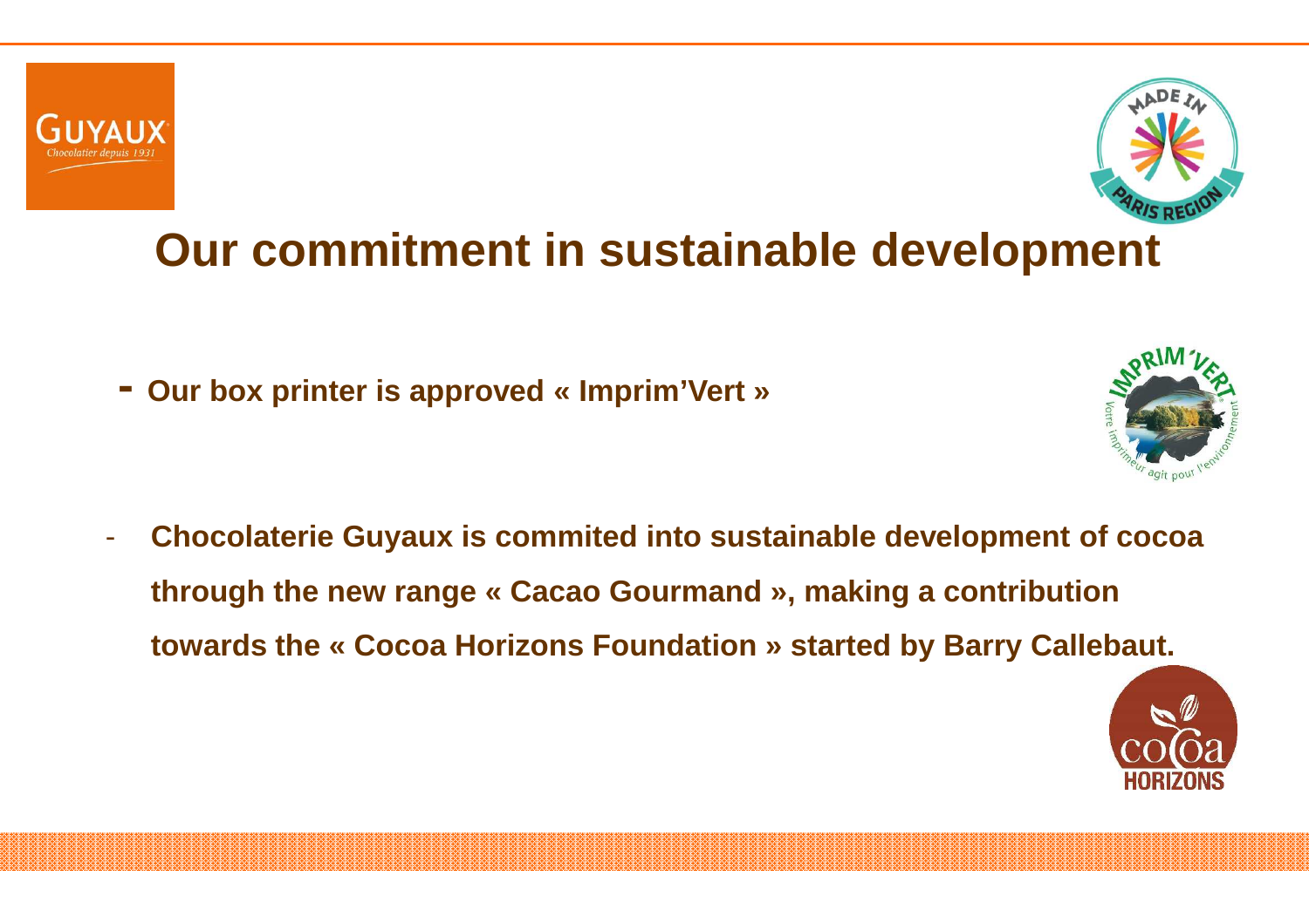# Our commitment in sustainable development

- **Our box printer is approved « Imprim'Vert »**

- **Chocolaterie Guyaux is commited into sustainable development of cocoa through the new range « Cacao Gourmand », making a contribution towards the « Cocoa Horizons Foundation » started by Barry Callebaut.**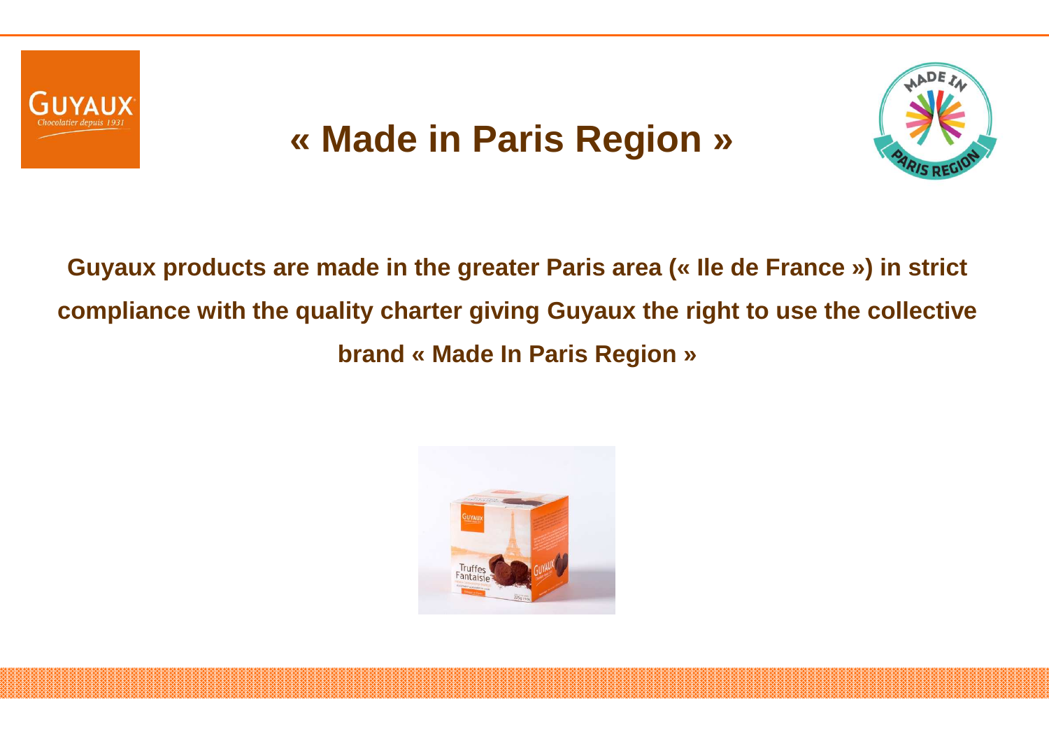# « Made in Paris Region »

**Guyaux products are made in the greater Paris area (« Ile de France ») in strict compliance with the quality charter giving Guyaux the right to use the collective brand « Made In Paris Region »**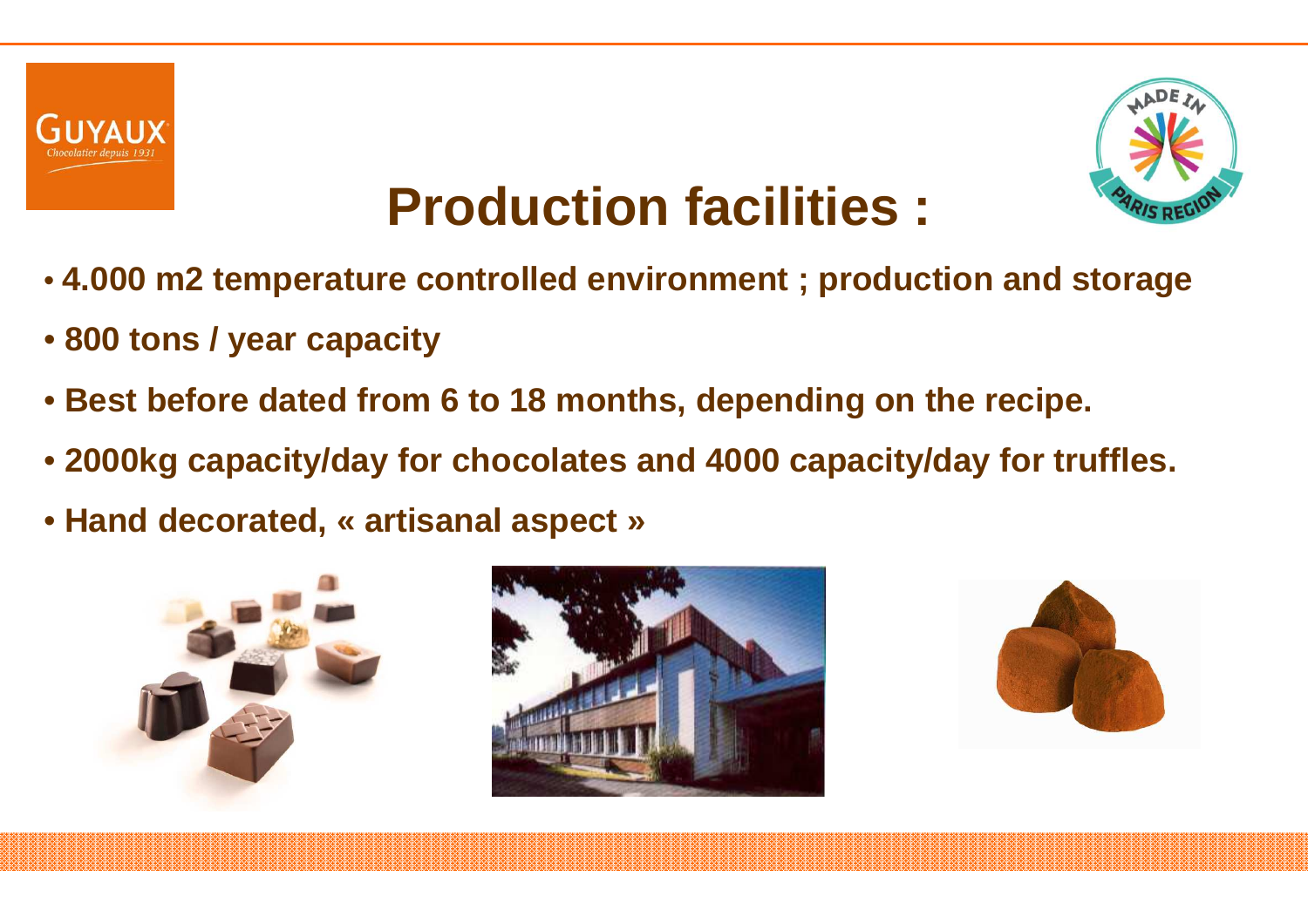# Production facilities :

- **4.000 m2 temperature controlled environment ; production and storage**
- **800 tons / year capacity**
- **Best before dated from 6 to 18 months, depending on the recipe.**
- **2000kg capacity/day for chocolates and 4000 capacity/day for truffles.**
- **Hand decorated, « artisanal aspect »**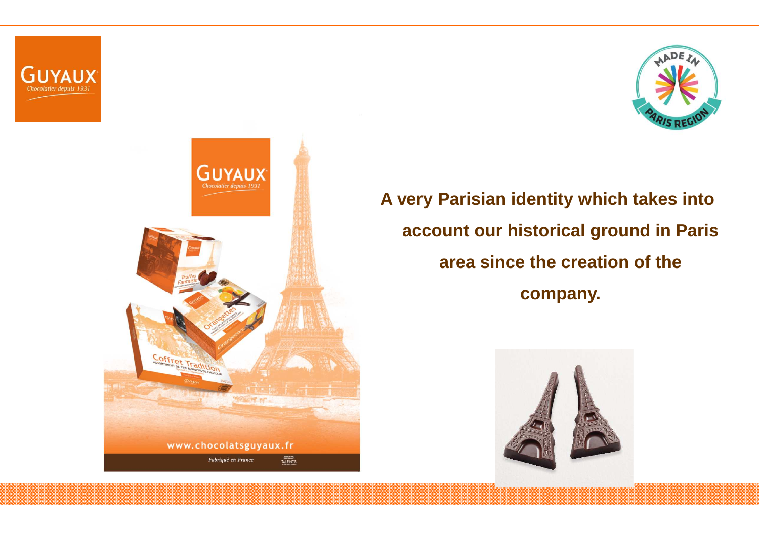**A very Parisian identity which takes into account our historical ground in Paris area since the creation of the company.**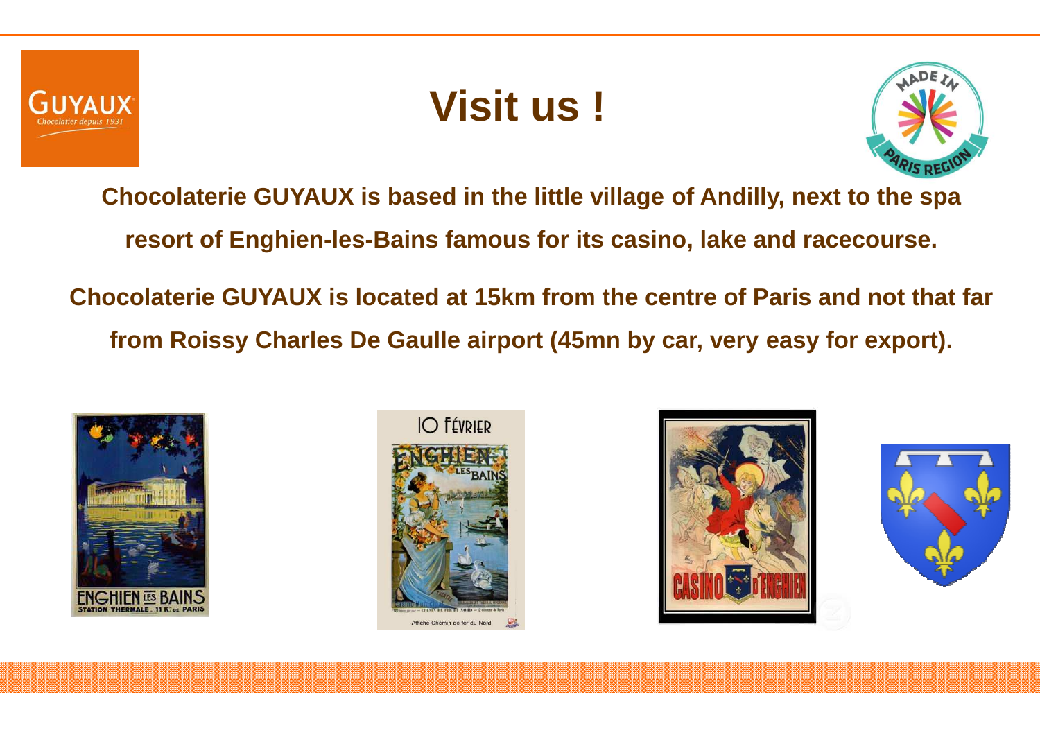# Visit us !

**Chocolaterie GUYAUX is based in the little village of Andilly, next to the spa resort of Enghien-les-Bains famous for its casino, lake and racecourse.**

**Chocolaterie GUYAUX is located at 15km from the centre of Paris and not that far from Roissy Charles De Gaulle airport (45mn by car, very easy for export).**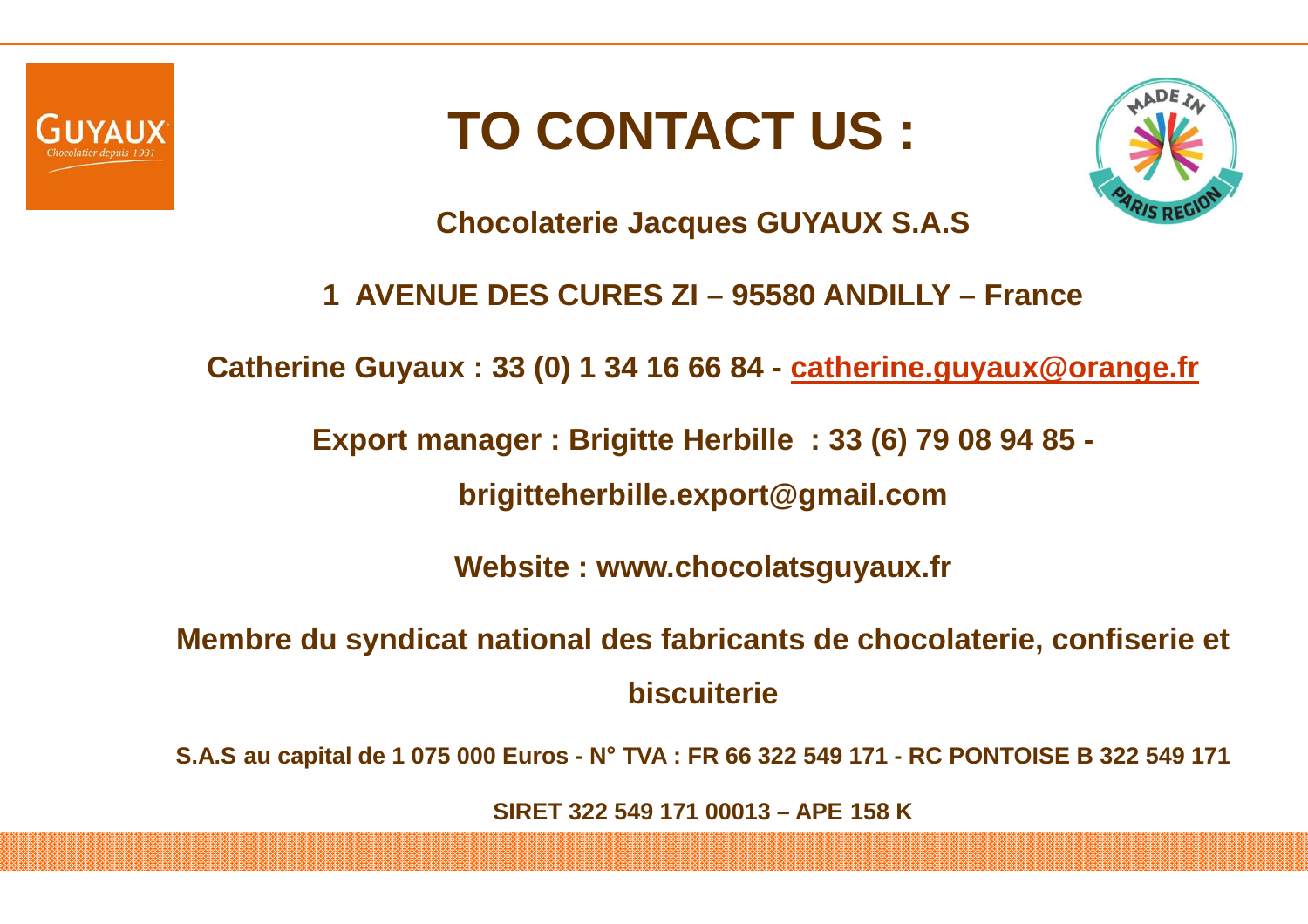# TO CONTACT US :

**Chocolaterie Jacques GUYAUX S.A.S**

**1 AVENUE DES CURES ZI – 95580 ANDILLY – France**

**Catherine Guyaux : 33 (0) 1 34 16 66 84 - catherine.guyaux@orange.fr**

**Export manager : Brigitte Herbille : 33 (6) 79 08 94 85 -**

**brigitteherbille.export@gmail.com**

**Website : www.chocolatsguyaux.fr**

**Membre du syndicat national des fabricants de chocolaterie, confiserie et biscuiterie**

**S.A.S au capital de 1 075 000 Euros - N° TVA : FR 66 322 549 171 - RC PONTOISE B 322 549 171**

**SIRET 322 549 171 00013 – APE 158 K**